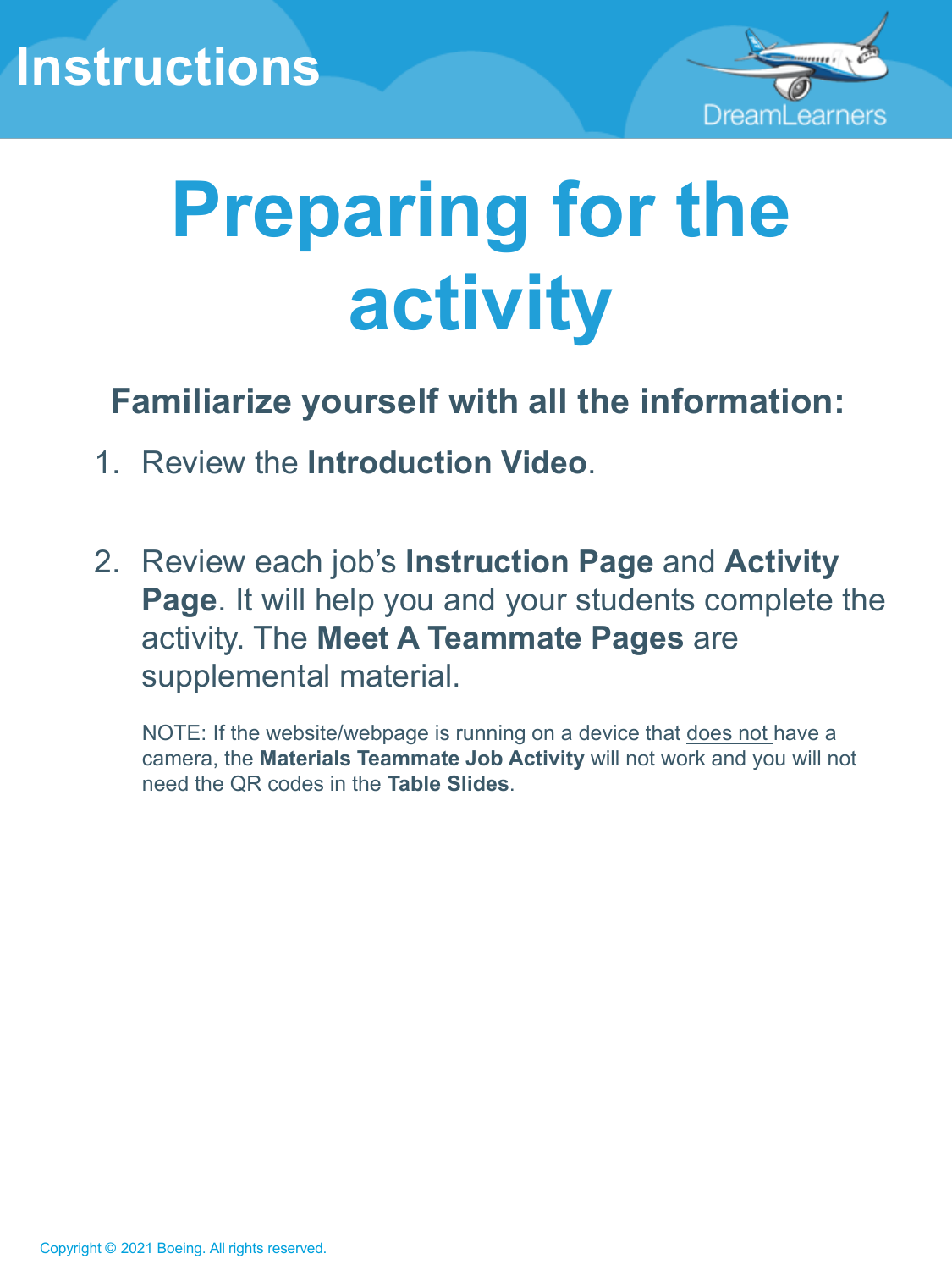# Instructions

DreamLearners

# Preparing for the activity

## Familiarize yourself with all the information:

1. Review the **Introduction Video**.

2. Review each job's **Instruction Page** and **Activity Page**. It will help you and your students complete the activity. The **Meet A Teammate Pages** are supplemental material.

   NOTE: If the website/webpage is running on a device that does not have a camera, the **Materials Teammate Job Activity** will not work and you will not need the QR codes in the **Table Slides**.

Copyright © 2021 Boeing. All rights reserved.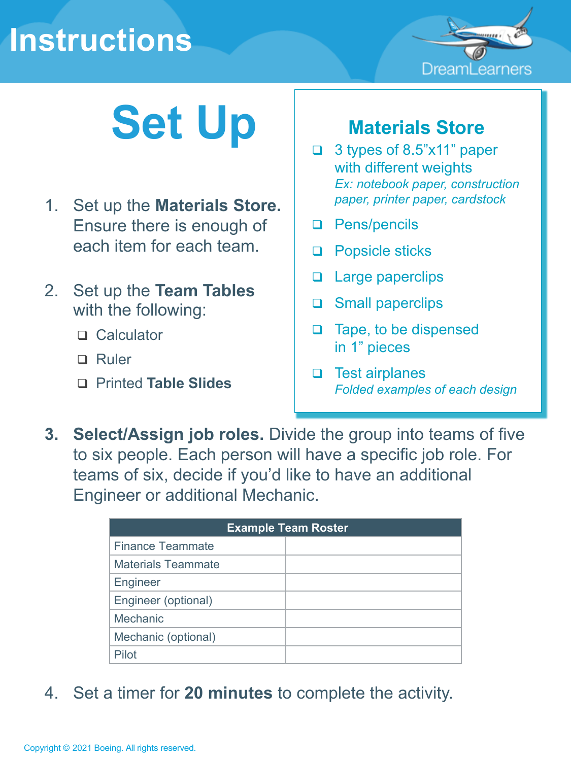# Instructions

## Set Up

1. Set up the **Materials Store.** Ensure there is enough of each item for each team.

2. Set up the **Team Tables** with the following:
   - ❑ Calculator
   - ❑ Ruler
   - ❑ Printed **Table Slides**

### Materials Store

- ❑ 3 types of 8.5"x11" paper with different weights
  *Ex: notebook paper, construction paper, printer paper, cardstock*
- ❑ Pens/pencils
- ❑ Popsicle sticks
- ❑ Large paperclips
- ❑ Small paperclips
- ❑ Tape, to be dispensed in 1" pieces
- ❑ Test airplanes
  *Folded examples of each design*

3. **Select/Assign job roles.** Divide the group into teams of five to six people. Each person will have a specific job role. For teams of six, decide if you'd like to have an additional Engineer or additional Mechanic.

| Example Team Roster | |
|---|---|
| Finance Teammate | |
| Materials Teammate | |
| Engineer | |
| Engineer (optional) | |
| Mechanic | |
| Mechanic (optional) | |
| Pilot | |

4. Set a timer for **20 minutes** to complete the activity.

Copyright © 2021 Boeing. All rights reserved.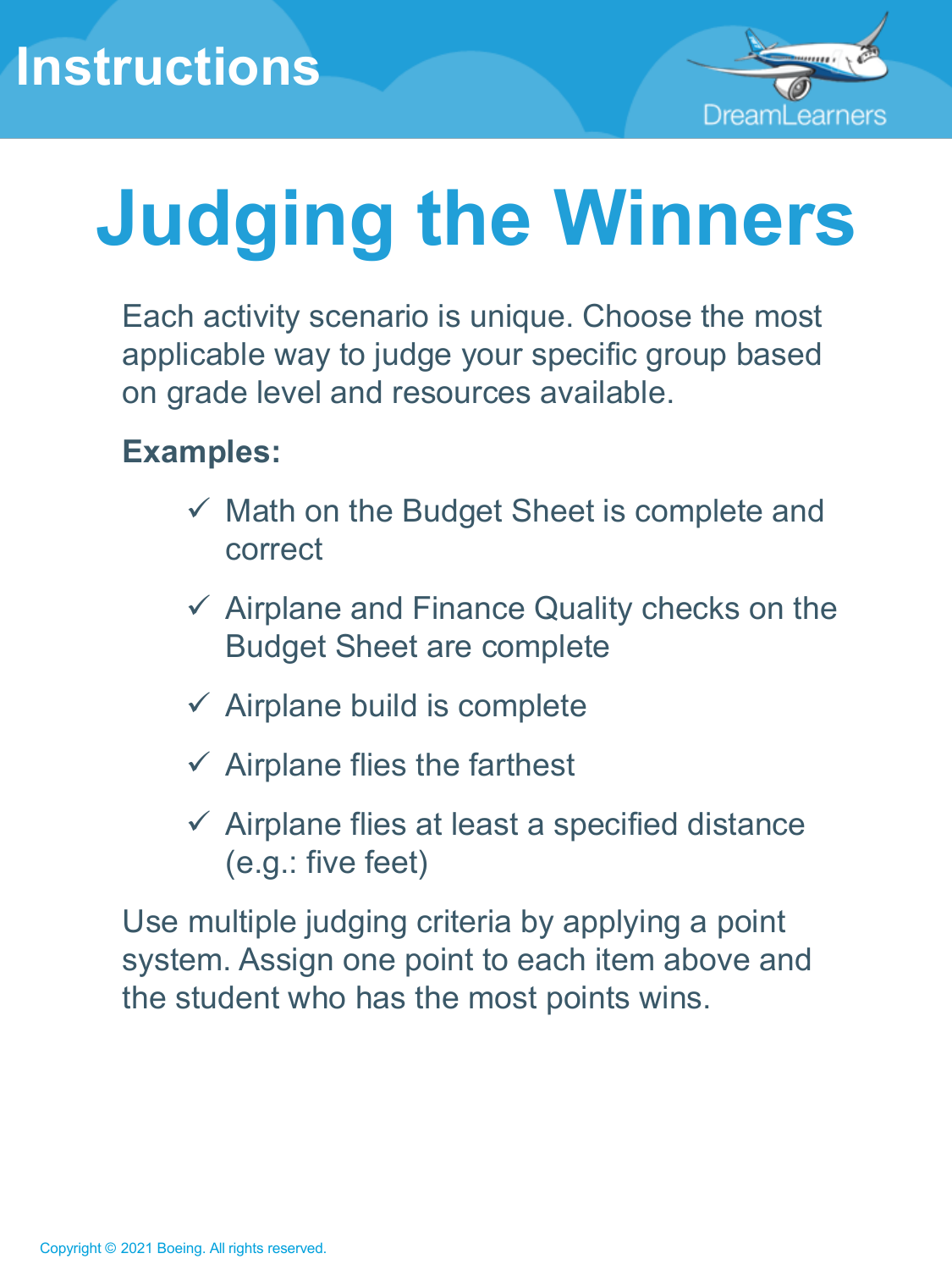# Instructions

# Judging the Winners

Each activity scenario is unique. Choose the most applicable way to judge your specific group based on grade level and resources available.

**Examples:**

- ✓ Math on the Budget Sheet is complete and correct
- ✓ Airplane and Finance Quality checks on the Budget Sheet are complete
- ✓ Airplane build is complete
- ✓ Airplane flies the farthest
- ✓ Airplane flies at least a specified distance (e.g.: five feet)

Use multiple judging criteria by applying a point system. Assign one point to each item above and the student who has the most points wins.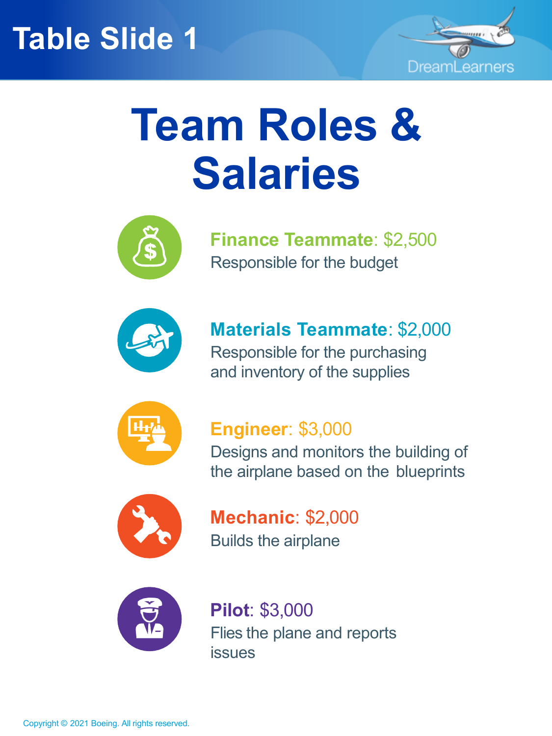# Table Slide 1

DreamLearners

## Team Roles & Salaries

**Finance Teammate**: $2,500
Responsible for the budget

**Materials Teammate**: $2,000
Responsible for the purchasing and inventory of the supplies

**Engineer**: $3,000
Designs and monitors the building of the airplane based on the blueprints

**Mechanic**: $2,000
Builds the airplane

**Pilot**: $3,000
Flies the plane and reports issues

Copyright © 2021 Boeing. All rights reserved.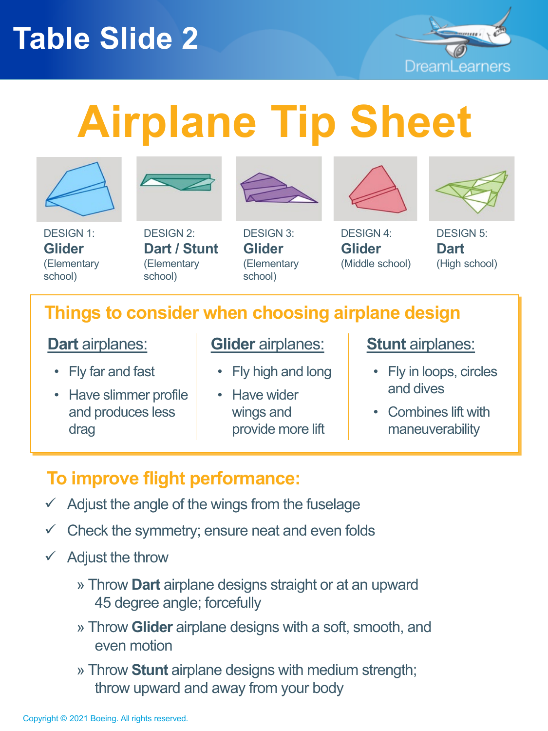# Table Slide 2

# Airplane Tip Sheet

| DESIGN 1: | DESIGN 2: | DESIGN 3: | DESIGN 4: | DESIGN 5: |
|---|---|---|---|---|
| **Glider** (Elementary school) | **Dart / Stunt** (Elementary school) | **Glider** (Elementary school) | **Glider** (Middle school) | **Dart** (High school) |

## Things to consider when choosing airplane design

**Dart** airplanes:

- Fly far and fast
- Have slimmer profile and produces less drag

**Glider** airplanes:

- Fly high and long
- Have wider wings and provide more lift

**Stunt** airplanes:

- Fly in loops, circles and dives
- Combines lift with maneuverability

## To improve flight performance:

✓ Adjust the angle of the wings from the fuselage

✓ Check the symmetry; ensure neat and even folds

✓ Adjust the throw

» Throw **Dart** airplane designs straight or at an upward 45 degree angle; forcefully

» Throw **Glider** airplane designs with a soft, smooth, and even motion

» Throw **Stunt** airplane designs with medium strength; throw upward and away from your body

Copyright © 2021 Boeing. All rights reserved.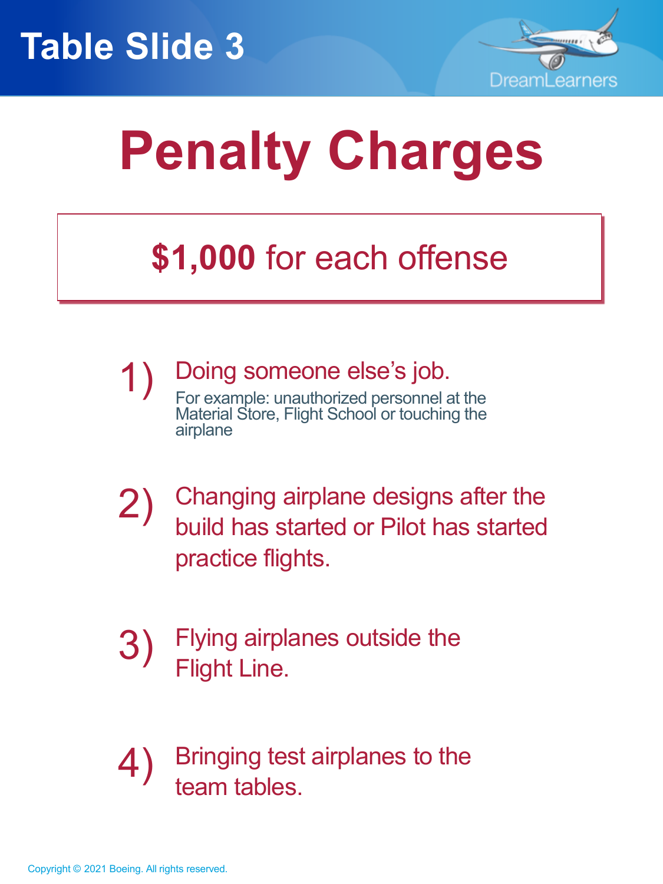Table Slide 3

# Penalty Charges

**$1,000** for each offense

1) Doing someone else's job.
   For example: unauthorized personnel at the Material Store, Flight School or touching the airplane

2) Changing airplane designs after the build has started or Pilot has started practice flights.

3) Flying airplanes outside the Flight Line.

4) Bringing test airplanes to the team tables.

Copyright © 2021 Boeing. All rights reserved.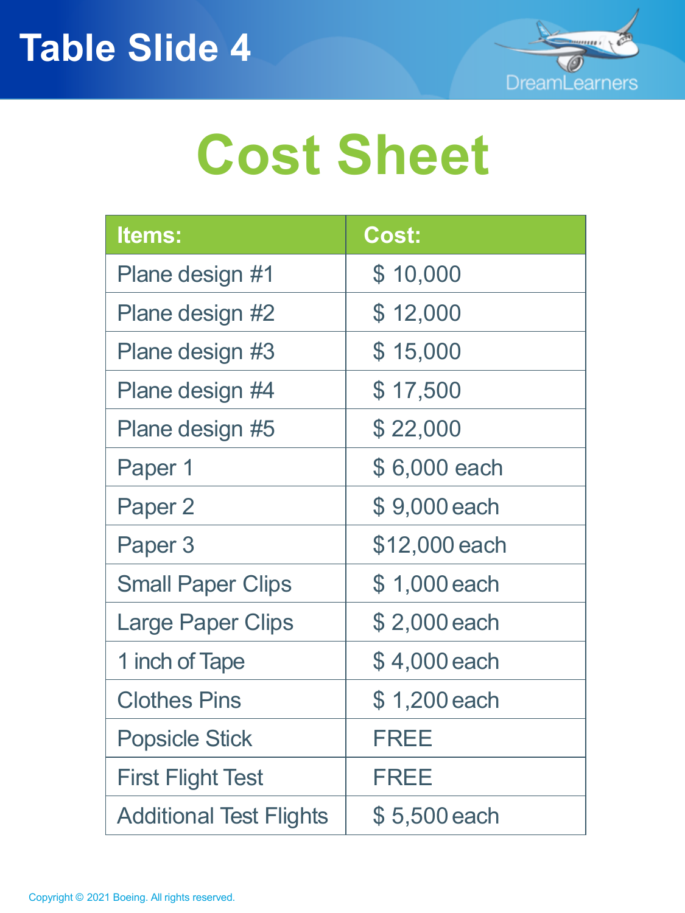# Table Slide 4

## Cost Sheet

| Items: | Cost: |
|---|---|
| Plane design #1 | $ 10,000 |
| Plane design #2 | $ 12,000 |
| Plane design #3 | $ 15,000 |
| Plane design #4 | $ 17,500 |
| Plane design #5 | $ 22,000 |
| Paper 1 | $ 6,000 each |
| Paper 2 | $ 9,000 each |
| Paper 3 | $12,000 each |
| Small Paper Clips | $ 1,000 each |
| Large Paper Clips | $ 2,000 each |
| 1 inch of Tape | $ 4,000 each |
| Clothes Pins | $ 1,200 each |
| Popsicle Stick | FREE |
| First Flight Test | FREE |
| Additional Test Flights | $ 5,500 each |

Copyright © 2021 Boeing. All rights reserved.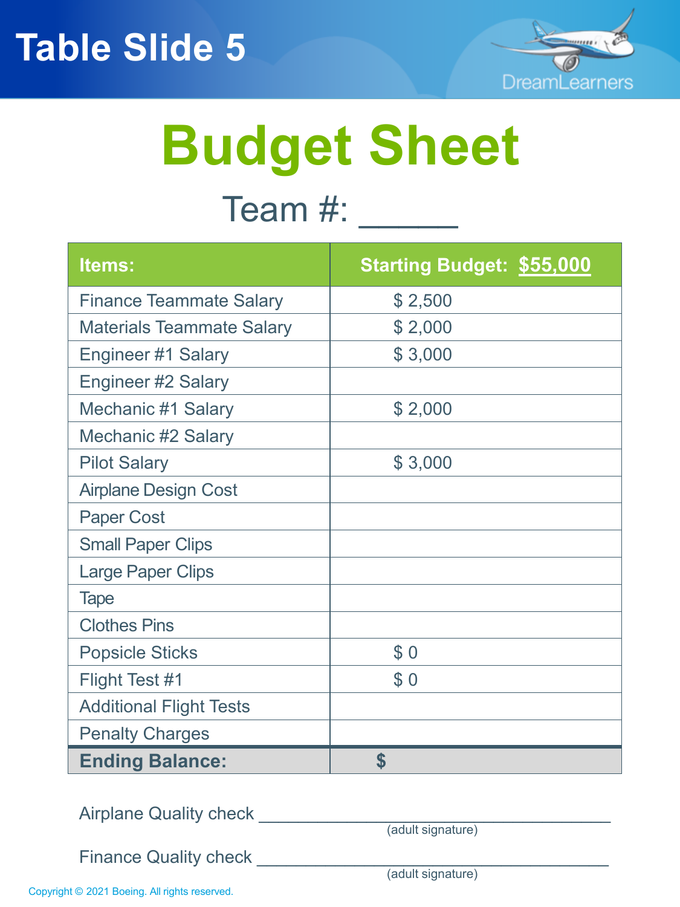# Table Slide 5

# Budget Sheet

## Team #: _____

| Items: | Starting Budget: **$55,000** |
|---|---|
| Finance Teammate Salary | $ 2,500 |
| Materials Teammate Salary | $ 2,000 |
| Engineer #1 Salary | $ 3,000 |
| Engineer #2 Salary | |
| Mechanic #1 Salary | $ 2,000 |
| Mechanic #2 Salary | |
| Pilot Salary | $ 3,000 |
| Airplane Design Cost | |
| Paper Cost | |
| Small Paper Clips | |
| Large Paper Clips | |
| Tape | |
| Clothes Pins | |
| Popsicle Sticks | $ 0 |
| Flight Test #1 | $ 0 |
| Additional Flight Tests | |
| Penalty Charges | |
| **Ending Balance:** | **$** |

Airplane Quality check ______________________________
(adult signature)

Finance Quality check ______________________________
(adult signature)

Copyright © 2021 Boeing. All rights reserved.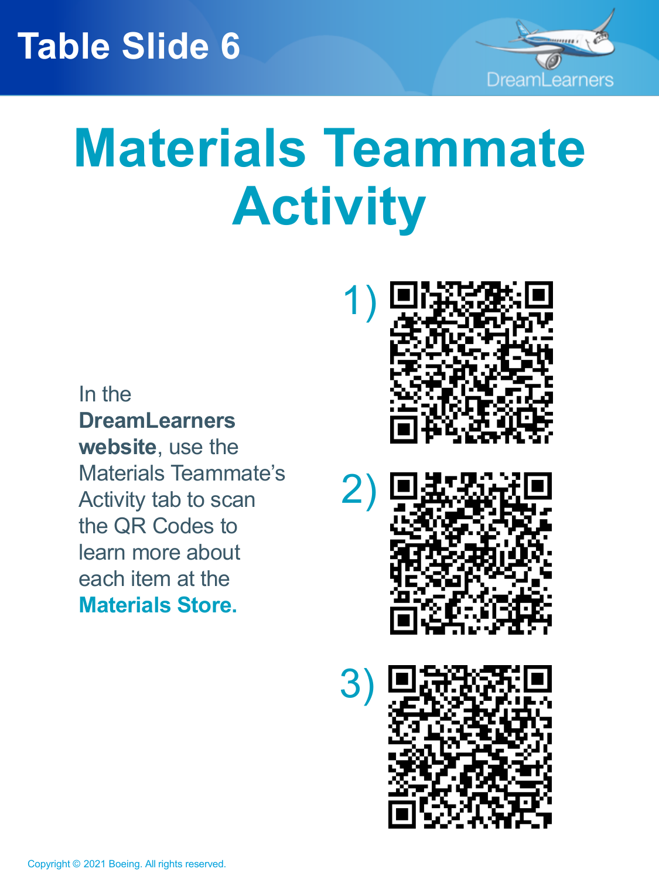# Table Slide 6

# Materials Teammate Activity

In the **DreamLearners website**, use the Materials Teammate's Activity tab to scan the QR Codes to learn more about each item at the **Materials Store.**

1)

2)

3)

Copyright © 2021 Boeing. All rights reserved.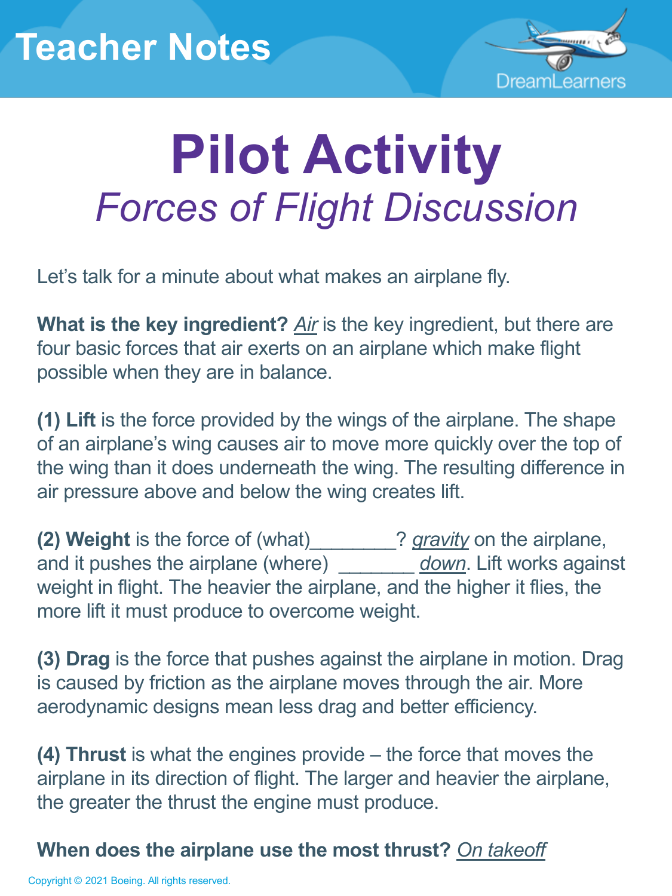Teacher Notes

DreamLearners

# Pilot Activity

## *Forces of Flight Discussion*

Let's talk for a minute about what makes an airplane fly.

**What is the key ingredient?** *Air* is the key ingredient, but there are four basic forces that air exerts on an airplane which make flight possible when they are in balance.

**(1) Lift** is the force provided by the wings of the airplane. The shape of an airplane's wing causes air to move more quickly over the top of the wing than it does underneath the wing. The resulting difference in air pressure above and below the wing creates lift.

**(2) Weight** is the force of (what)________? *gravity* on the airplane, and it pushes the airplane (where) _______ *down*. Lift works against weight in flight. The heavier the airplane, and the higher it flies, the more lift it must produce to overcome weight.

**(3) Drag** is the force that pushes against the airplane in motion. Drag is caused by friction as the airplane moves through the air. More aerodynamic designs mean less drag and better efficiency.

**(4) Thrust** is what the engines provide – the force that moves the airplane in its direction of flight. The larger and heavier the airplane, the greater the thrust the engine must produce.

**When does the airplane use the most thrust?** *On takeoff*

Copyright © 2021 Boeing. All rights reserved.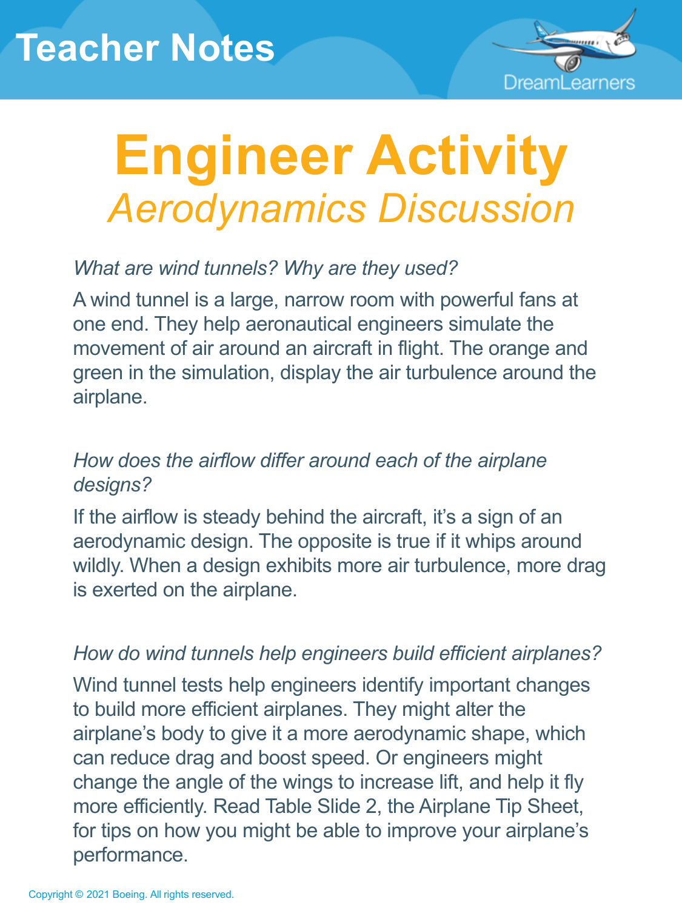# Teacher Notes

DreamLearners

# Engineer Activity

## *Aerodynamics Discussion*

*What are wind tunnels? Why are they used?*

A wind tunnel is a large, narrow room with powerful fans at one end. They help aeronautical engineers simulate the movement of air around an aircraft in flight. The orange and green in the simulation, display the air turbulence around the airplane.

*How does the airflow differ around each of the airplane designs?*

If the airflow is steady behind the aircraft, it's a sign of an aerodynamic design. The opposite is true if it whips around wildly. When a design exhibits more air turbulence, more drag is exerted on the airplane.

*How do wind tunnels help engineers build efficient airplanes?*

Wind tunnel tests help engineers identify important changes to build more efficient airplanes. They might alter the airplane's body to give it a more aerodynamic shape, which can reduce drag and boost speed. Or engineers might change the angle of the wings to increase lift, and help it fly more efficiently. Read Table Slide 2, the Airplane Tip Sheet, for tips on how you might be able to improve your airplane's performance.

Copyright © 2021 Boeing. All rights reserved.